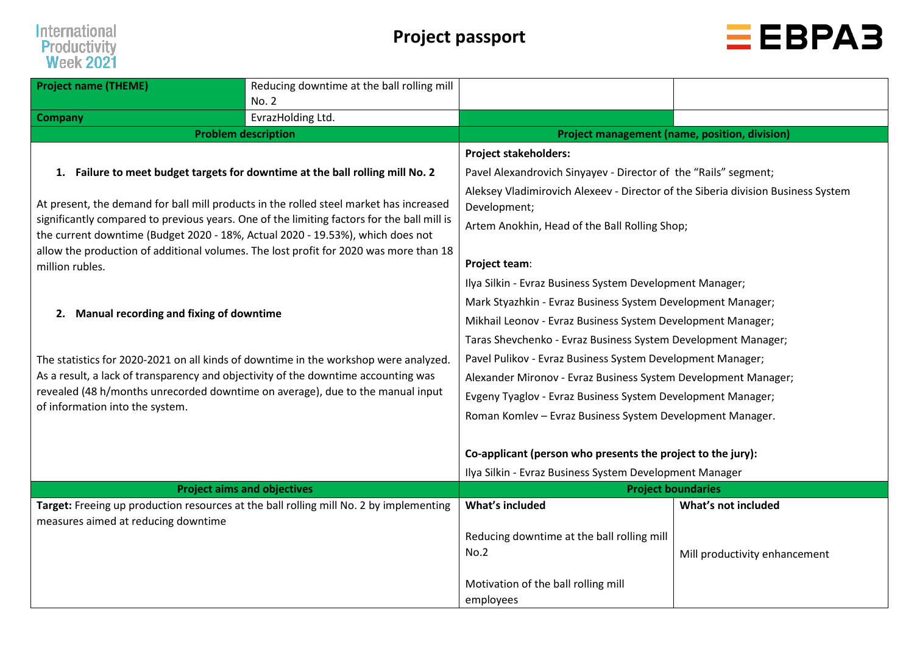# Project passport

| Project name (THEME) | Reducing downtime at the ball rolling mill No. 2 | | |
|---|---|---|---|
| **Company** | EvrazHolding Ltd. | | |

| Problem description | Project management (name, position, division) |
|---|---|
| **1. Failure to meet budget targets for downtime at the ball rolling mill No. 2**<br><br>At present, the demand for ball mill products in the rolled steel market has increased significantly compared to previous years. One of the limiting factors for the ball mill is the current downtime (Budget 2020 - 18%, Actual 2020 - 19.53%), which does not allow the production of additional volumes. The lost profit for 2020 was more than 18 million rubles.<br><br>**2. Manual recording and fixing of downtime**<br><br>The statistics for 2020-2021 on all kinds of downtime in the workshop were analyzed. As a result, a lack of transparency and objectivity of the downtime accounting was revealed (48 h/months unrecorded downtime on average), due to the manual input of information into the system. | **Project stakeholders:**<br>Pavel Alexandrovich Sinyayev - Director of the "Rails" segment;<br>Aleksey Vladimirovich Alexeev - Director of the Siberia division Business System Development;<br>Artem Anokhin, Head of the Ball Rolling Shop;<br><br>**Project team**:<br>Ilya Silkin - Evraz Business System Development Manager;<br>Mark Styazhkin - Evraz Business System Development Manager;<br>Mikhail Leonov - Evraz Business System Development Manager;<br>Taras Shevchenko - Evraz Business System Development Manager;<br>Pavel Pulikov - Evraz Business System Development Manager;<br>Alexander Mironov - Evraz Business System Development Manager;<br>Evgeny Tyaglov - Evraz Business System Development Manager;<br>Roman Komlev – Evraz Business System Development Manager.<br><br>**Co-applicant (person who presents the project to the jury):**<br>Ilya Silkin - Evraz Business System Development Manager |

| Project aims and objectives | Project boundaries | |
|---|---|---|
| | **What's included** | **What's not included** |
| **Target:** Freeing up production resources at the ball rolling mill No. 2 by implementing measures aimed at reducing downtime | Reducing downtime at the ball rolling mill No.2<br><br>Motivation of the ball rolling mill employees | Mill productivity enhancement |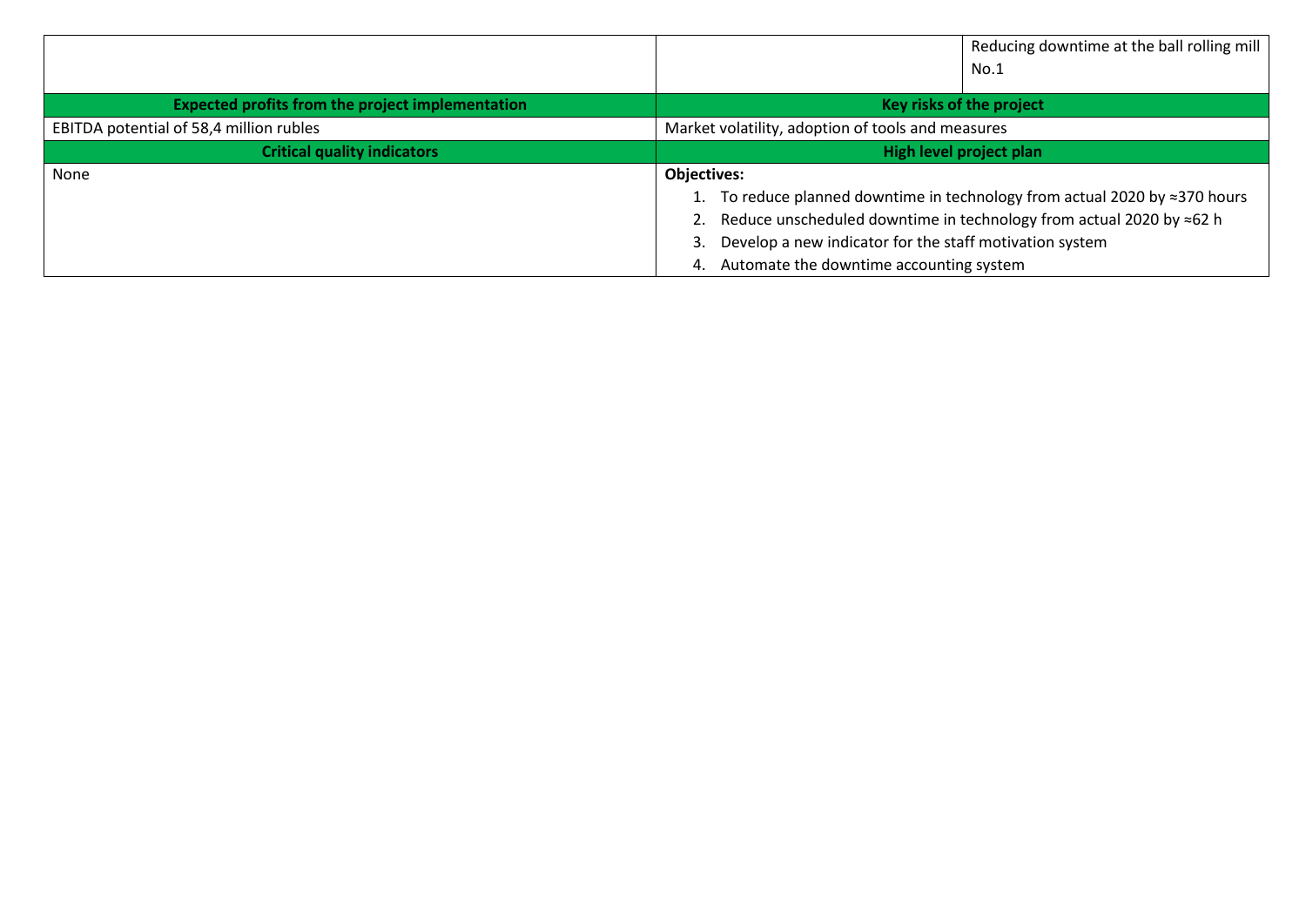| | | |
|---|---|---|
| | | Reducing downtime at the ball rolling mill No.1 |
| **Expected profits from the project implementation** | **Key risks of the project** | |
| EBITDA potential of 58,4 million rubles | Market volatility, adoption of tools and measures | |
| **Critical quality indicators** | **High level project plan** | |
| None | **Objectives:**<br>1. To reduce planned downtime in technology from actual 2020 by ≈370 hours<br>2. Reduce unscheduled downtime in technology from actual 2020 by ≈62 h<br>3. Develop a new indicator for the staff motivation system<br>4. Automate the downtime accounting system | |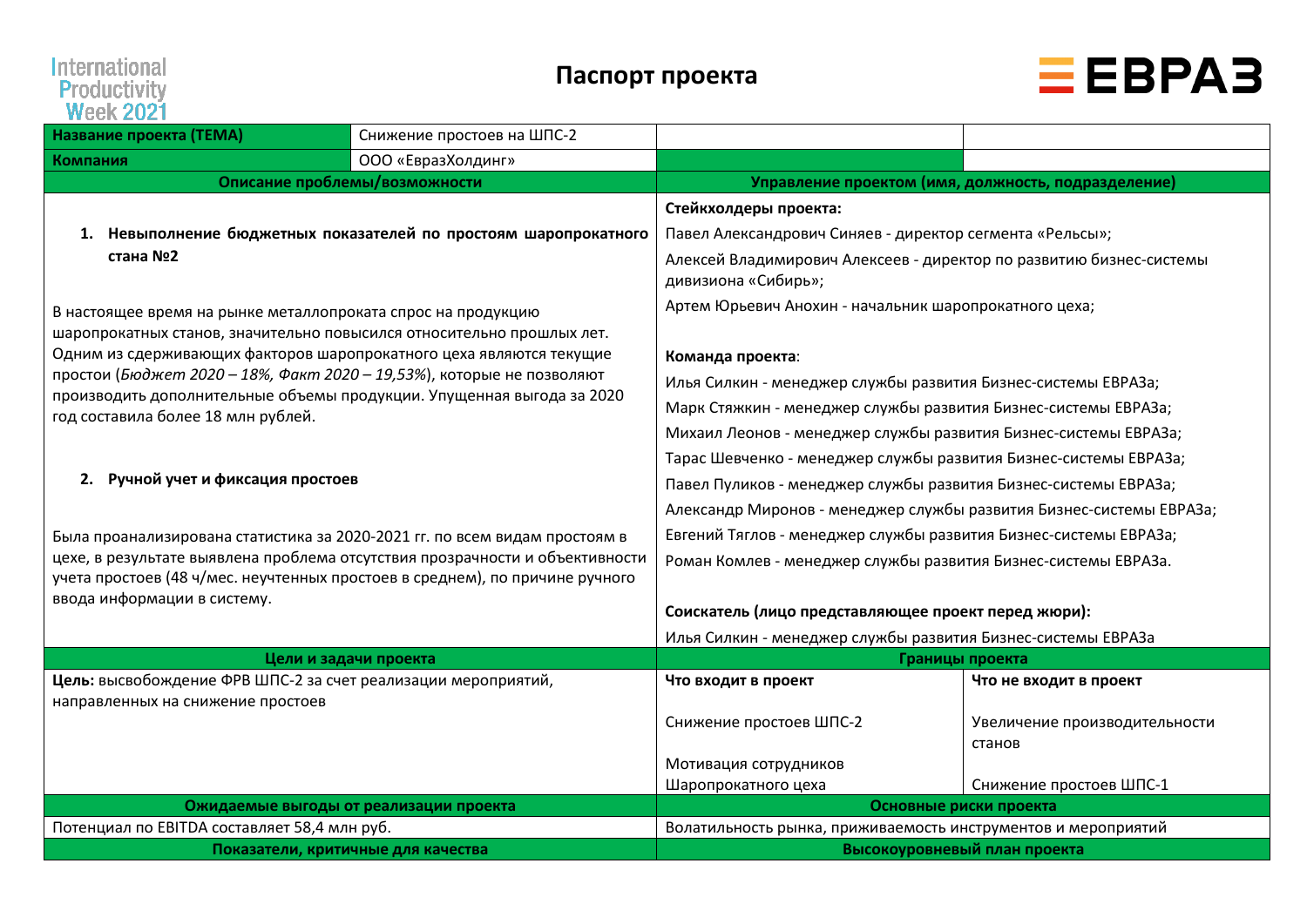# Паспорт проекта

| | | | |
|---|---|---|---|
| **Название проекта (ТЕМА)** | Снижение простоев на ШПС-2 | | |
| **Компания** | ООО «ЕвразХолдинг» | | |

| **Описание проблемы/возможности** | **Управление проектом (имя, должность, подразделение)** |
|---|---|
| **1. Невыполнение бюджетных показателей по простоям шаропрокатного стана №2**<br><br>В настоящее время на рынке металлопроката спрос на продукцию шаропрокатных станов, значительно повысился относительно прошлых лет. Одним из сдерживающих факторов шаропрокатного цеха являются текущие простои (*Бюджет 2020 – 18%, Факт 2020 – 19,53%*), которые не позволяют производить дополнительные объемы продукции. Упущенная выгода за 2020 год составила более 18 млн рублей.<br><br>**2. Ручной учет и фиксация простоев**<br><br>Была проанализирована статистика за 2020-2021 гг. по всем видам простоям в цехе, в результате выявлена проблема отсутствия прозрачности и объективности учета простоев (48 ч/мес. неучтенных простоев в среднем), по причине ручного ввода информации в систему. | **Стейкхолдеры проекта:**<br>Павел Александрович Синяев - директор сегмента «Рельсы»;<br>Алексей Владимирович Алексеев - директор по развитию бизнес-системы дивизиона «Сибирь»;<br>Артем Юрьевич Анохин - начальник шаропрокатного цеха;<br><br>**Команда проекта**:<br>Илья Силкин - менеджер службы развития Бизнес-системы ЕВРАЗа;<br>Марк Стяжкин - менеджер службы развития Бизнес-системы ЕВРАЗа;<br>Михаил Леонов - менеджер службы развития Бизнес-системы ЕВРАЗа;<br>Тарас Шевченко - менеджер службы развития Бизнес-системы ЕВРАЗа;<br>Павел Пуликов - менеджер службы развития Бизнес-системы ЕВРАЗа;<br>Александр Миронов - менеджер службы развития Бизнес-системы ЕВРАЗа;<br>Евгений Тяглов - менеджер службы развития Бизнес-системы ЕВРАЗа;<br>Роман Комлев - менеджер службы развития Бизнес-системы ЕВРАЗа.<br><br>**Соискатель (лицо представляющее проект перед жюри):**<br>Илья Силкин - менеджер службы развития Бизнес-системы ЕВРАЗа |

| **Цели и задачи проекта** | **Границы проекта** | |
|---|---|---|
| | **Что входит в проект** | **Что не входит в проект** |
| **Цель:** высвобождение ФРВ ШПС-2 за счет реализации мероприятий, направленных на снижение простоев | Снижение простоев ШПС-2<br><br>Мотивация сотрудников Шаропрокатного цеха | Увеличение производительности станов<br><br>Снижение простоев ШПС-1 |

| **Ожидаемые выгоды от реализации проекта** | **Основные риски проекта** |
|---|---|
| Потенциал по EBITDA составляет 58,4 млн руб. | Волатильность рынка, приживаемость инструментов и мероприятий |
| **Показатели, критичные для качества** | **Высокоуровневый план проекта** |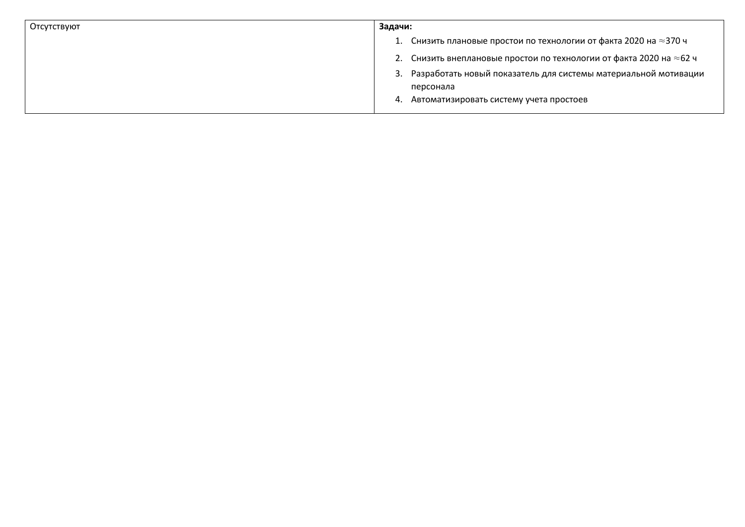| Отсутствуют | **Задачи:**<br>1. Снизить плановые простои по технологии от факта 2020 на $\approx$370 ч<br>2. Снизить внеплановые простои по технологии от факта 2020 на $\approx$62 ч<br>3. Разработать новый показатель для системы материальной мотивации персонала<br>4. Автоматизировать систему учета простоев |
|---|---|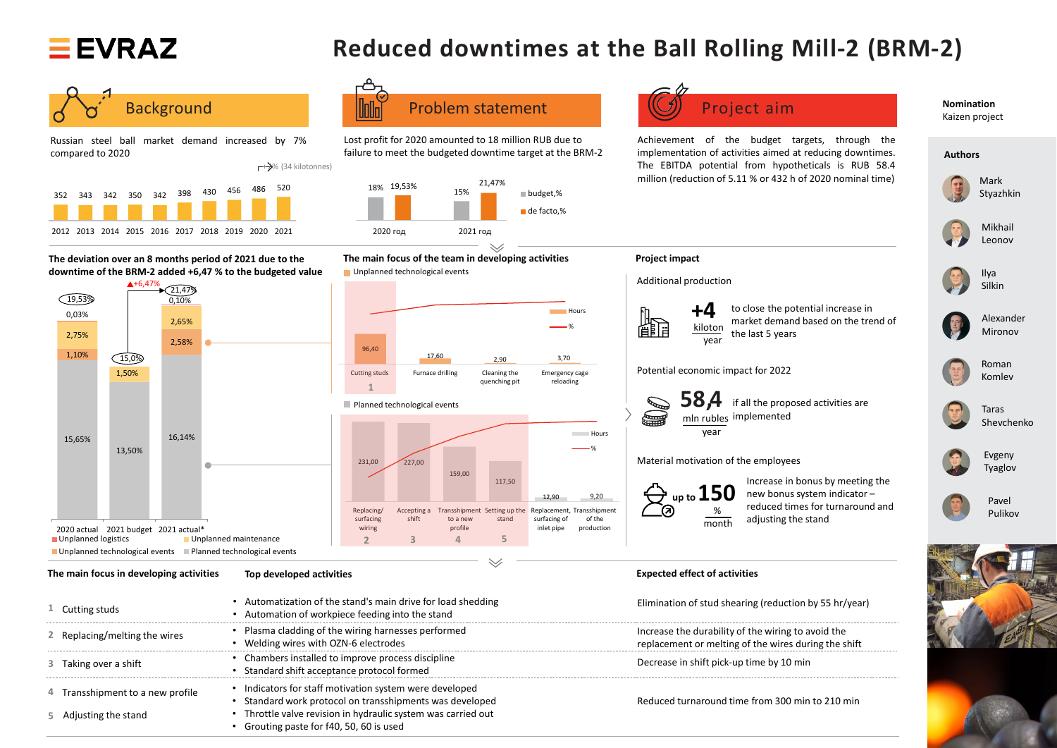# EVRAZ

# Reduced downtimes at the Ball Rolling Mill-2 (BRM-2)

## Background

Russian steel ball market demand increased by 7% compared to 2020

+7% (34 kilotonnes)

| 2012 | 2013 | 2014 | 2015 | 2016 | 2017 | 2018 | 2019 | 2020 | 2021 |
|---|---|---|---|---|---|---|---|---|---|
| 352 | 343 | 342 | 350 | 342 | 398 | 430 | 456 | 486 | 520 |

## Problem statement

Lost profit for 2020 amounted to 18 million RUB due to failure to meet the budgeted downtime target at the BRM-2

| | budget,% | de facto,% |
|---|---|---|
| 2020 год | 18% | 19,53% |
| 2021 год | 15% | 21,47% |

## Project aim

Achievement of the budget targets, through the implementation of activities aimed at reducing downtimes. The EBITDA potential from hypotheticals is RUB 58.4 million (reduction of 5.11 % or 432 h of 2020 nominal time)

**Nomination**
Kaizen project

**Authors**

- Mark Styazhkhin
- Mikhail Leonov
- Ilya Silkin
- Alexander Mironov
- Roman Komlev
- Taras Shevchenko
- Evgeny Tyaglov
- Pavel Pulikov

**The deviation over an 8 months period of 2021 due to the downtime of the BRM-2 added +6,47 % to the budgeted value**

| | 2020 actual | 2021 budget | 2021 actual* |
|---|---|---|---|
| Total | 19,53% | 15,0% | 21,47% (▲+6,47%) |
| Unplanned logistics | 0,03% | | 0,10% |
| Unplanned maintenance | 2,75% | 1,50% | 2,65% |
| Unplanned technological events | 1,10% | | 2,58% |
| Planned technological events | 15,65% | 13,50% | 16,14% |

**The main focus of the team in developing activities**

Unplanned technological events

| | 1 Cutting studs | Furnace drilling | Cleaning the quenching pit | Emergency cage reloading |
|---|---|---|---|---|
| Hours | 96,40 | 17,60 | 2,90 | 3,70 |

Planned technological events

| | 2 Replacing/surfacing wiring | 3 Accepting a shift | 4 Transshipment to a new profile | 5 Setting up the stand | Replacement, surfacing of inlet pipe | Transshipment of the production |
|---|---|---|---|---|---|---|
| Hours | 231,00 | 227,00 | 159,00 | 117,50 | 12,90 | 9,20 |

**Project impact**

Additional production

**+4** kiloton / year — to close the potential increase in market demand based on the trend of the last 5 years

Potential economic impact for 2022

**58,4** mln rubles / year — if all the proposed activities are implemented

Material motivation of the employees

up to **150** % / month — Increase in bonus by meeting the new bonus system indicator – reduced times for turnaround and adjusting the stand

| The main focus in developing activities | Top developed activities | Expected effect of activities |
|---|---|---|
| 1 Cutting studs | • Automatization of the stand's main drive for load shedding<br>• Automation of workpiece feeding into the stand | Elimination of stud shearing (reduction by 55 hr/year) |
| 2 Replacing/melting the wires | • Plasma cladding of the wiring harnesses performed<br>• Welding wires with OZN-6 electrodes | Increase the durability of the wiring to avoid the replacement or melting of the wires during the shift |
| 3 Taking over a shift | • Chambers installed to improve process discipline<br>• Standard shift acceptance protocol formed | Decrease in shift pick-up time by 10 min |
| 4 Transshipment to a new profile<br>5 Adjusting the stand | • Indicators for staff motivation system were developed<br>• Standard work protocol on transshipments was developed<br>• Throttle valve revision in hydraulic system was carried out<br>• Grouting paste for f40, 50, 60 is used | Reduced turnaround time from 300 min to 210 min |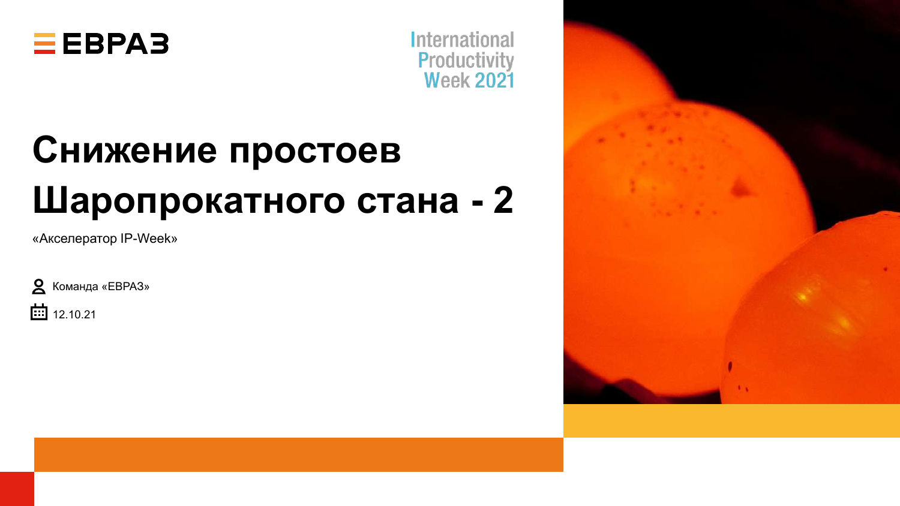ЕВРАЗ

International Productivity Week 2021

# Снижение простоев Шаропрокатного стана - 2

«Акселератор IP-Week»

Команда «ЕВРАЗ»

12.10.21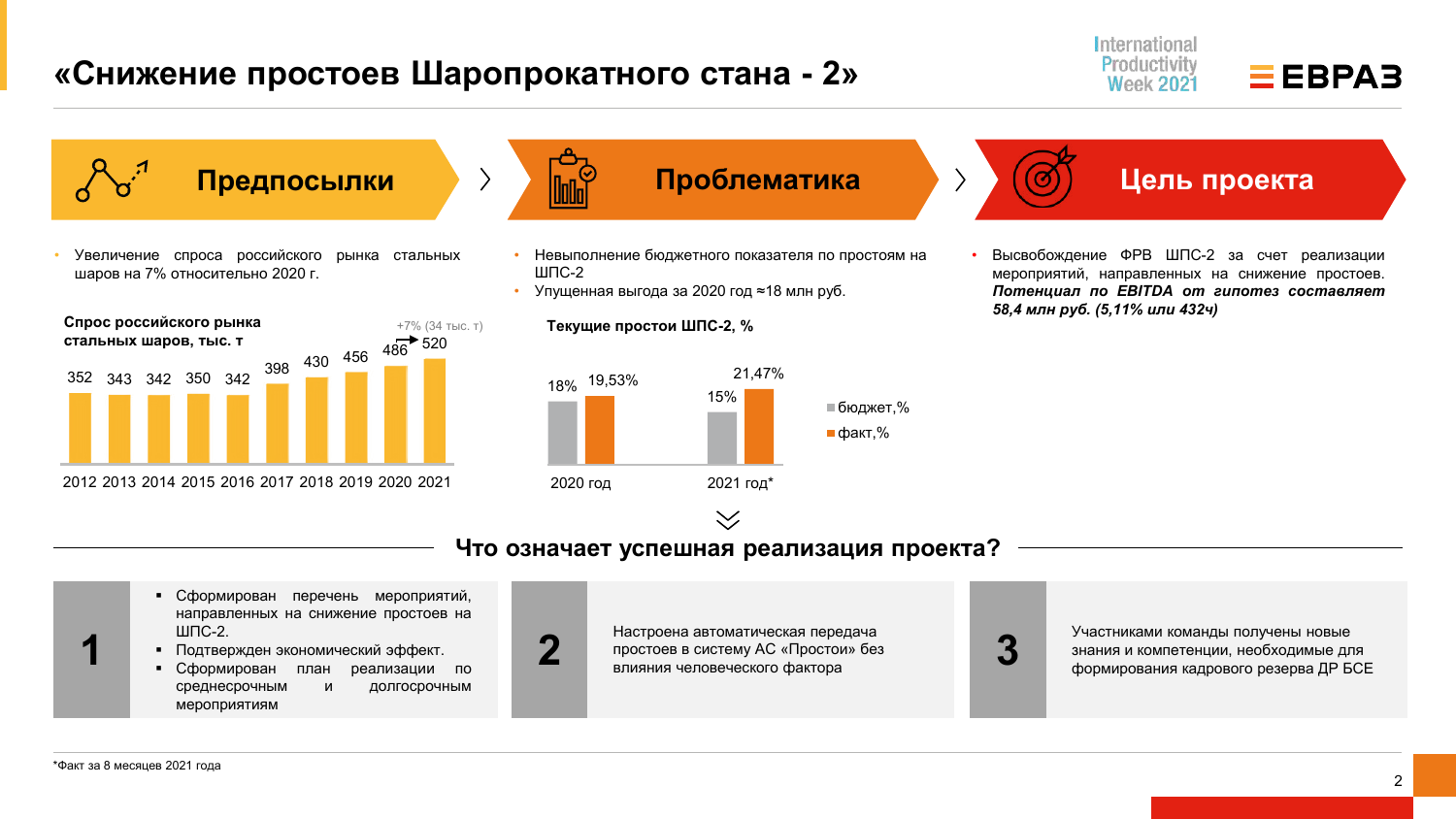# «Снижение простоев Шаропрокатного стана - 2»

## Предпосылки

- Увеличение спроса российского рынка стальных шаров на 7% относительно 2020 г.

**Спрос российского рынка стальных шаров, тыс. т**

+7% (34 тыс. т)

| 2012 | 2013 | 2014 | 2015 | 2016 | 2017 | 2018 | 2019 | 2020 | 2021 |
|---|---|---|---|---|---|---|---|---|---|
| 352 | 343 | 342 | 350 | 342 | 398 | 430 | 456 | 486 | 520 |

## Проблематика

- Невыполнение бюджетного показателя по простоям на ШПС-2
- Упущенная выгода за 2020 год ≈18 млн руб.

**Текущие простои ШПС-2, %**

| | бюджет,% | факт,% |
|---|---|---|
| 2020 год | 18% | 19,53% |
| 2021 год* | 15% | 21,47% |

## Цель проекта

- Высвобождение ФРВ ШПС-2 за счет реализации мероприятий, направленных на снижение простоев. ***Потенциал по EBITDA от гипотез составляет 58,4 млн руб. (5,11% или 432ч)***

## Что означает успешная реализация проекта?

**1**
- Сформирован перечень мероприятий, направленных на снижение простоев на ШПС-2.
- Подтвержден экономический эффект.
- Сформирован план реализации по среднесрочным и долгосрочным мероприятиям

**2**
Настроена автоматическая передача простоев в систему АС «Простои» без влияния человеческого фактора

**3**
Участниками команды получены новые знания и компетенции, необходимые для формирования кадрового резерва ДР БСЕ

*Факт за 8 месяцев 2021 года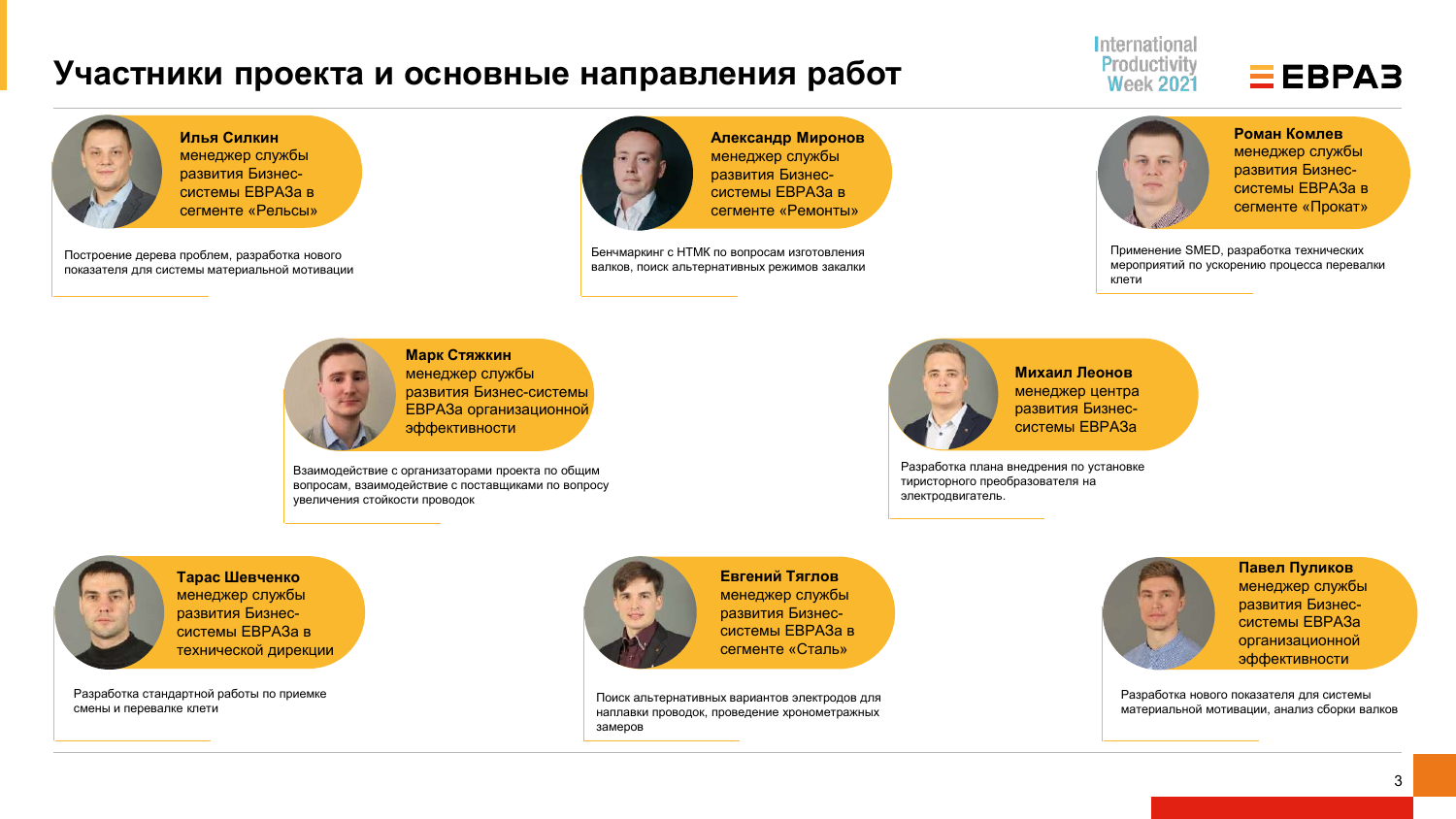# Участники проекта и основные направления работ

International Productivity Week 2021

ЕВРАЗ

**Илья Силкин**
менеджер службы развития Бизнес-системы ЕВРАЗа в сегменте «Рельсы»

Построение дерева проблем, разработка нового показателя для системы материальной мотивации

**Александр Миронов**
менеджер службы развития Бизнес-системы ЕВРАЗа в сегменте «Ремонты»

Бенчмаркинг с НТМК по вопросам изготовления валков, поиск альтернативных режимов закалки

**Роман Комлев**
менеджер службы развития Бизнес-системы ЕВРАЗа в сегменте «Прокат»

Применение SMED, разработка технических мероприятий по ускорению процесса перевалки клети

**Марк Стяжкин**
менеджер службы развития Бизнес-системы ЕВРАЗа организационной эффективности

Взаимодействие с организаторами проекта по общим вопросам, взаимодействие с поставщиками по вопросу увеличения стойкости проводок

**Михаил Леонов**
менеджер центра развития Бизнес-системы ЕВРАЗа

Разработка плана внедрения по установке тиристорного преобразователя на электродвигатель.

**Тарас Шевченко**
менеджер службы развития Бизнес-системы ЕВРАЗа в технической дирекции

Разработка стандартной работы по приемке смены и перевалке клети

**Евгений Тяглов**
менеджер службы развития Бизнес-системы ЕВРАЗа в сегменте «Сталь»

Поиск альтернативных вариантов электродов для наплавки проводок, проведение хронометражных замеров

**Павел Пуликов**
менеджер службы развития Бизнес-системы ЕВРАЗа организационной эффективности

Разработка нового показателя для системы материальной мотивации, анализ сборки валков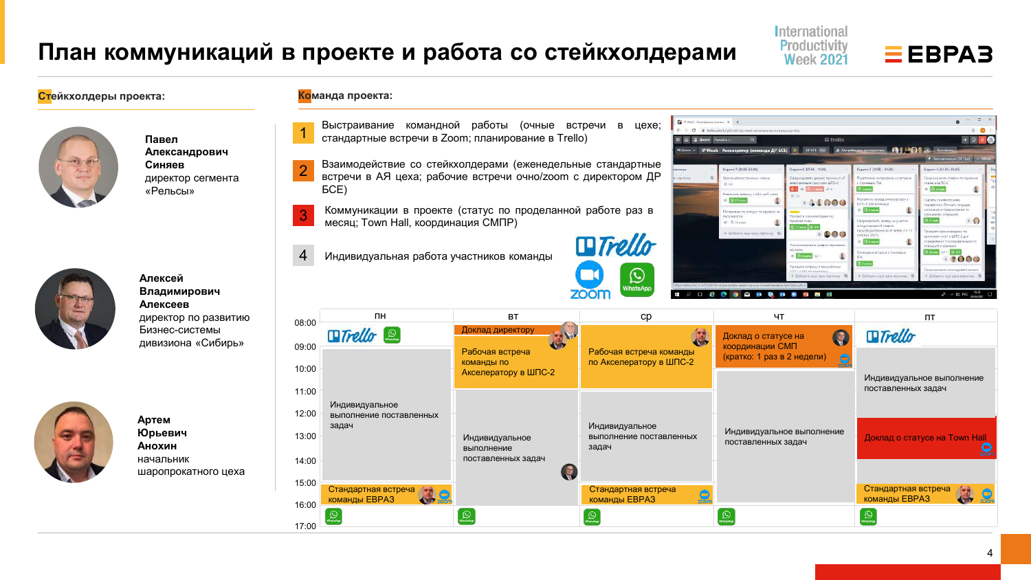# План коммуникаций в проекте и работа со стейкхолдерами

International Productivity Week 2021

ЕВРАЗ

## Стейкхолдеры проекта:

**Павел Александрович Синяев**
директор сегмента «Рельсы»

**Алексей Владимирович Алексеев**
директор по развитию Бизнес-системы дивизиона «Сибирь»

**Артем Юрьевич Анохин**
начальник шаропрокатного цеха

## Команда проекта:

1. Выстраивание командной работы (очные встречи в цехе; стандартные встречи в Zoom; планирование в Trello)
2. Взаимодействие со стейкхолдерами (еженедельные стандартные встречи в АЯ цеха; рабочие встречи очно/zoom с директором ДР БСЕ)
3. Коммуникации в проекте (статус по проделанной работе раз в месяц; Town Hall, координация СМПР)
4. Индивидуальная работа участников команды

Trello, Zoom, WhatsApp

| Время | пн | вт | ср | чт | пт |
|---|---|---|---|---|---|
| 08:00 | Trello, WhatsApp | Доклад директору | | Доклад о статусе на координации СМП (кратко: 1 раз в 2 недели) | Trello |
| 09:00–11:00 | Индивидуальное выполнение поставленных задач | Рабочая встреча команды по Акселератору в ШПС-2 | Рабочая встреча команды по Акселератору в ШПС-2 | | Индивидуальное выполнение поставленных задач |
| 11:00–15:00 | | Индивидуальное выполнение поставленных задач | Индивидуальное выполнение поставленных задач | Индивидуальное выполнение поставленных задач | Доклад о статусе на Town Hall |
| 15:00–16:00 | Стандартная встреча команды ЕВРАЗ | | Стандартная встреча команды ЕВРАЗ | | Стандартная встреча команды ЕВРАЗ |
| 16:00–17:00 | WhatsApp | WhatsApp | WhatsApp | WhatsApp | WhatsApp |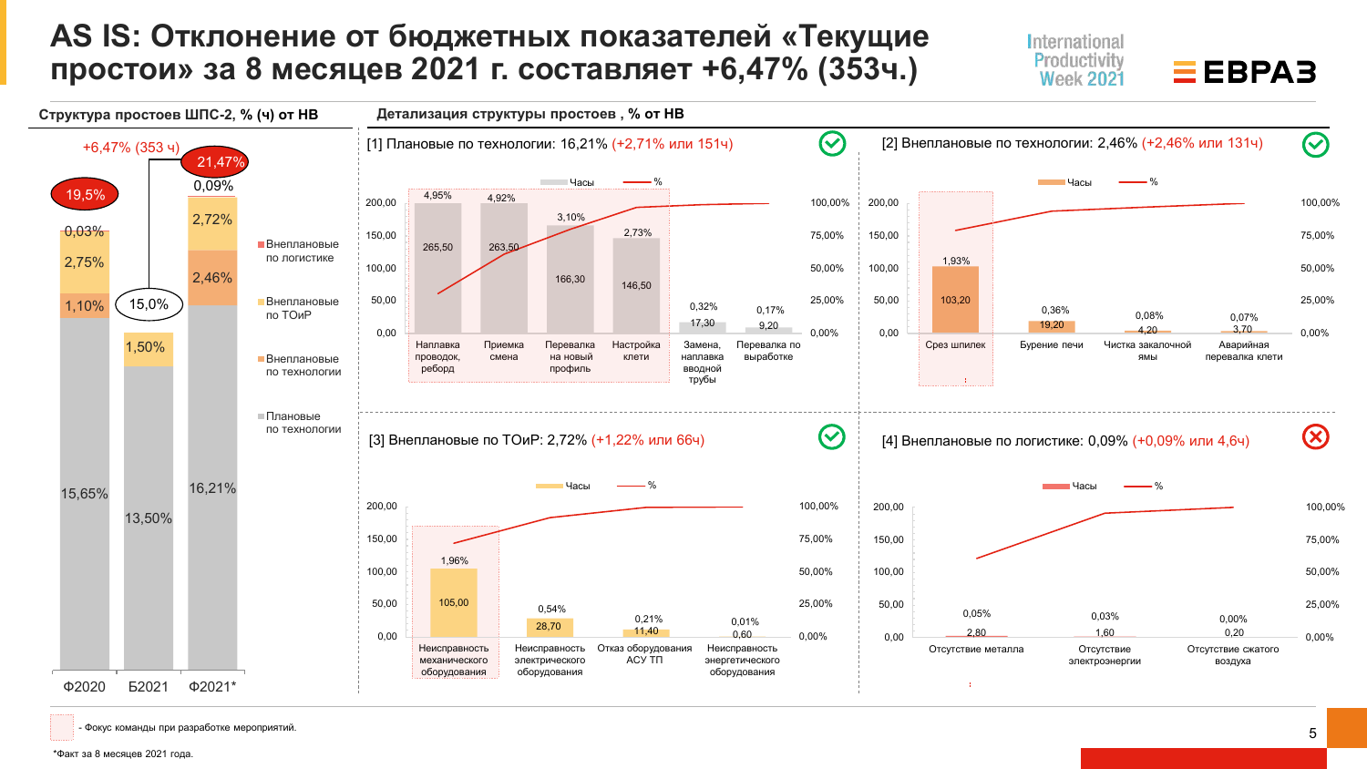# AS IS: Отклонение от бюджетных показателей «Текущие простои» за 8 месяцев 2021 г. составляет +6,47% (353ч.)

## Структура простоев ШПС-2, % (ч) от НВ

+6,47% (353 ч)

| | Ф2020 | Б2021 | Ф2021* |
|---|---|---|---|
| Внеплановые по логистике | 0,03% | | 0,09% |
| Внеплановые по ТОиР | 2,75% | 1,50% | 2,72% |
| Внеплановые по технологии | 1,10% | | 2,46% |
| Плановые по технологии | 15,65% | 13,50% | 16,21% |
| Итого | 19,5% | 15,0% | 21,47% |

## Детализация структуры простоев , % от НВ

### [1] Плановые по технологии: 16,21% (+2,71% или 151ч)

| | Часы | % |
|---|---|---|
| Наплавка проводок, реборд | 265,50 | 4,95% |
| Приемка смена | 263,50 | 4,92% |
| Перевалка на новый профиль | 166,30 | 3,10% |
| Настройка клети | 146,50 | 2,73% |
| Замена, наплавка вводной трубы | 17,30 | 0,32% |
| Перевалка по выработке | 9,20 | 0,17% |

### [2] Внеплановые по технологии: 2,46% (+2,46% или 131ч)

| | Часы | % |
|---|---|---|
| Срез шпилек | 103,20 | 1,93% |
| Бурение печи | 19,20 | 0,36% |
| Чистка закалочной ямы | 4,20 | 0,08% |
| Аварийная перевалка клети | 3,70 | 0,07% |

### [3] Внеплановые по ТОиР: 2,72% (+1,22% или 66ч)

| | Часы | % |
|---|---|---|
| Неисправность механического оборудования | 105,00 | 1,96% |
| Неисправность электрического оборудования | 28,70 | 0,54% |
| Отказ оборудования АСУ ТП | 11,40 | 0,21% |
| Неисправность энергетического оборудования | 0,60 | 0,01% |

### [4] Внеплановые по логистике: 0,09% (+0,09% или 4,6ч)

| | Часы | % |
|---|---|---|
| Отсутствие металла | 2,80 | 0,05% |
| Отсутствие электроэнергии | 1,60 | 0,03% |
| Отсутствие сжатого воздуха | 0,20 | 0,00% |

- Фокус команды при разработке мероприятий.

*Факт за 8 месяцев 2021 года.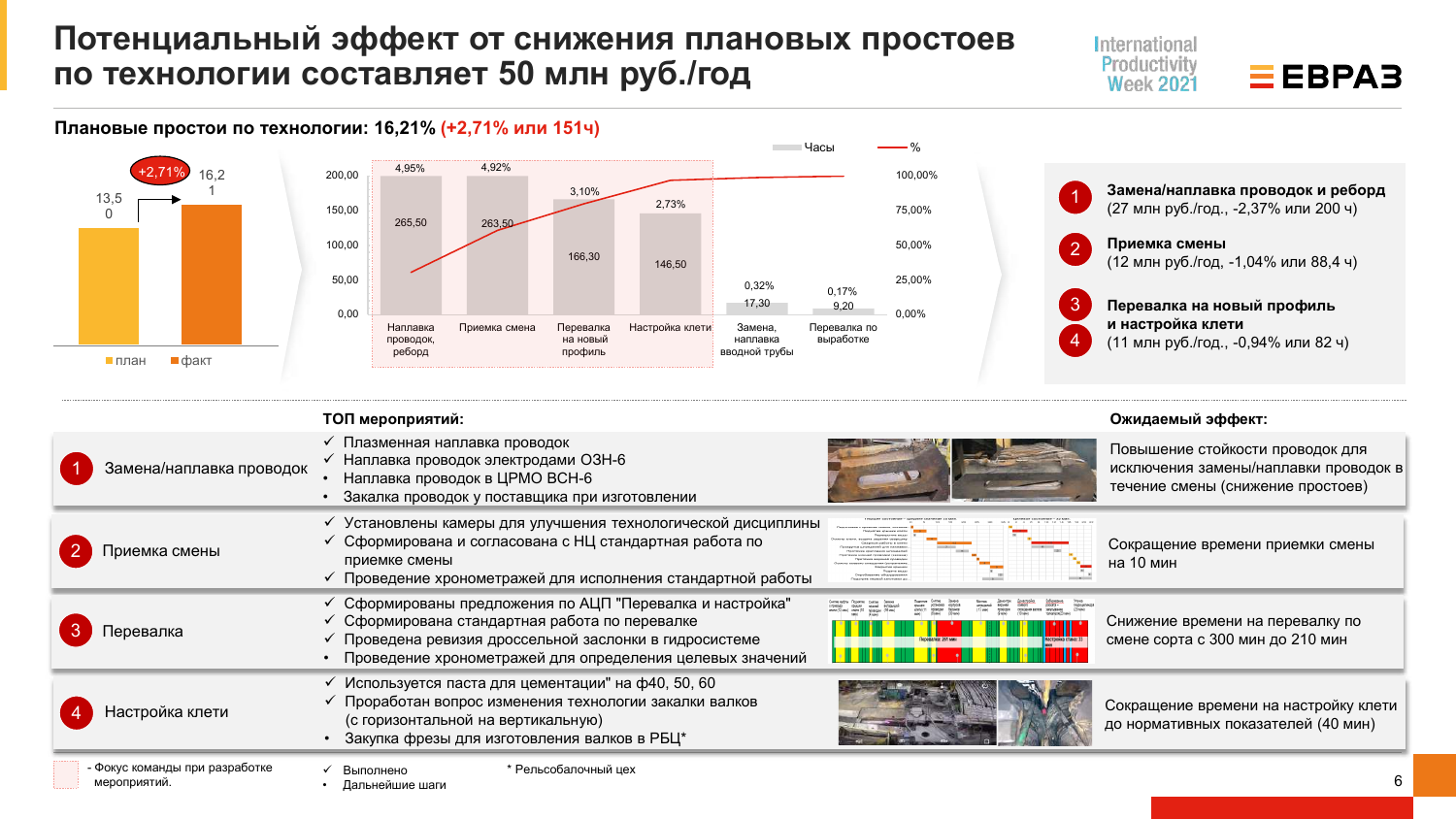# Потенциальный эффект от снижения плановых простоев по технологии составляет 50 млн руб./год

International Productivity Week 2021

ЕВРАЗ

**Плановые простои по технологии: 16,21% (+2,71% или 151ч)**

| | план | факт |
|---|---|---|
| % | 13,50 | 16,21 |

+2,71%

| | Часы | % |
|---|---|---|
| Наплавка проводок, реборд | 265,50 | 4,95% |
| Приемка смена | 263,50 | 4,92% |
| Перевалка на новый профиль | 166,30 | 3,10% |
| Настройка клети | 146,50 | 2,73% |
| Замена, наплавка вводной трубы | 17,30 | 0,32% |
| Перевалка по выработке | 9,20 | 0,17% |

1. **Замена/наплавка проводок и реборд** (27 млн руб./год., -2,37% или 200 ч)
2. **Приемка смены** (12 млн руб./год., -1,04% или 88,4 ч)
3. 4. **Перевалка на новый профиль и настройка клети** (11 млн руб./год., -0,94% или 82 ч)

| | ТОП мероприятий: | Ожидаемый эффект: |
|---|---|---|
| 1 Замена/наплавка проводок | ✓ Плазменная наплавка проводок<br>✓ Наплавка проводок электродами ОЗН-6<br>✓ Наплавка проводок в ЦРМО ВСН-6<br>• Закалка проводок у поставщика при изготовлении | Повышение стойкости проводок для исключения замены/наплавки проводок в течение смены (снижение простоев) |
| 2 Приемка смены | ✓ Установлены камеры для улучшения технологической дисциплины<br>✓ Сформирована и согласована с НЦ стандартная работа по приемке смены<br>✓ Проведение хронометражей для исполнения стандартной работы | Сокращение времени приемки смены на 10 мин |
| 3 Перевалка | ✓ Сформированы предложения по АЦП "Перевалка и настройка"<br>✓ Сформирована стандартная работа по перевалке<br>✓ Проведена ревизия дроссельной заслонки в гидросистеме<br>• Проведение хронометражей для определения целевых значений | Снижение времени на перевалку по смене сорта с 300 мин до 210 мин |
| 4 Настройка клети | ✓ Используется паста для цементации" на ф40, 50, 60<br>✓ Проработан вопрос изменения технологии закалки валков (с горизонтальной на вертикальную)<br>• Закупка фрезы для изготовления валков в РБЦ* | Сокращение времени на настройку клети до нормативных показателей (40 мин) |

- Фокус команды при разработке мероприятий.

✓ Выполнено
• Дальнейшие шаги

\* Рельсобалочный цех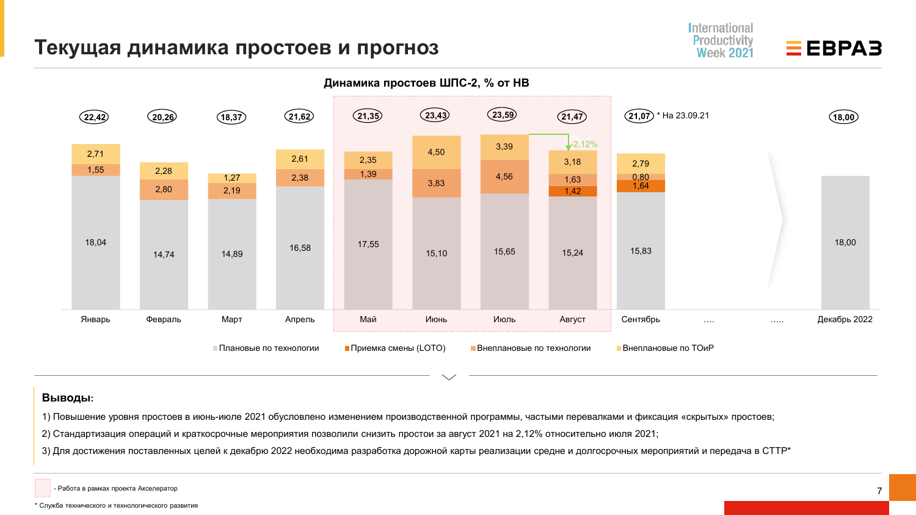# Текущая динамика простоев и прогноз

International Productivity Week 2021

ЕВРАЗ

**Динамика простоев ШПС-2, % от НВ**

| Месяц | Итого | Плановые по технологии | Приемка смены (LOTO) | Внеплановые по технологии | Внеплановые по ТОиР |
|---|---|---|---|---|---|
| Январь | 22,42 | 18,04 | | 1,55 | 2,71 |
| Февраль | 20,26 | 14,74 | | 2,80 | 2,28 |
| Март | 18,37 | 14,89 | | 2,19 | 1,27 |
| Апрель | 21,62 | 16,58 | | 2,38 | 2,61 |
| Май | 21,35 | 17,55 | | 1,39 | 2,35 |
| Июнь | 23,43 | 15,10 | | 3,83 | 4,50 |
| Июль | 23,59 | 15,65 | | 4,56 | 3,39 |
| Август | 21,47 | 15,24 | 1,42 | 1,63 | 3,18 |
| Сентябрь* | 21,07 | 15,83 | 1,64 | 0,80 | 2,79 |
| …. | | | | | |
| ….. | | | | | |
| Декабрь 2022 | 18,00 | 18,00 | | | |

\* На 23.09.21

Август относительно июля: -2,12%

Май–Август — работа в рамках проекта Акселератор.

**Выводы:**

1) Повышение уровня простоев в июнь-июле 2021 обусловлено изменением производственной программы, частыми перевалками и фиксация «скрытых» простоев;

2) Стандартизация операций и краткосрочные мероприятия позволили снизить простои за август 2021 на 2,12% относительно июля 2021;

3) Для достижения поставленных целей к декабрю 2022 необходима разработка дорожной карты реализации средне и долгосрочных мероприятий и передача в СТТР*

- Работа в рамках проекта Акселератор

\* Служба технического и технологического развития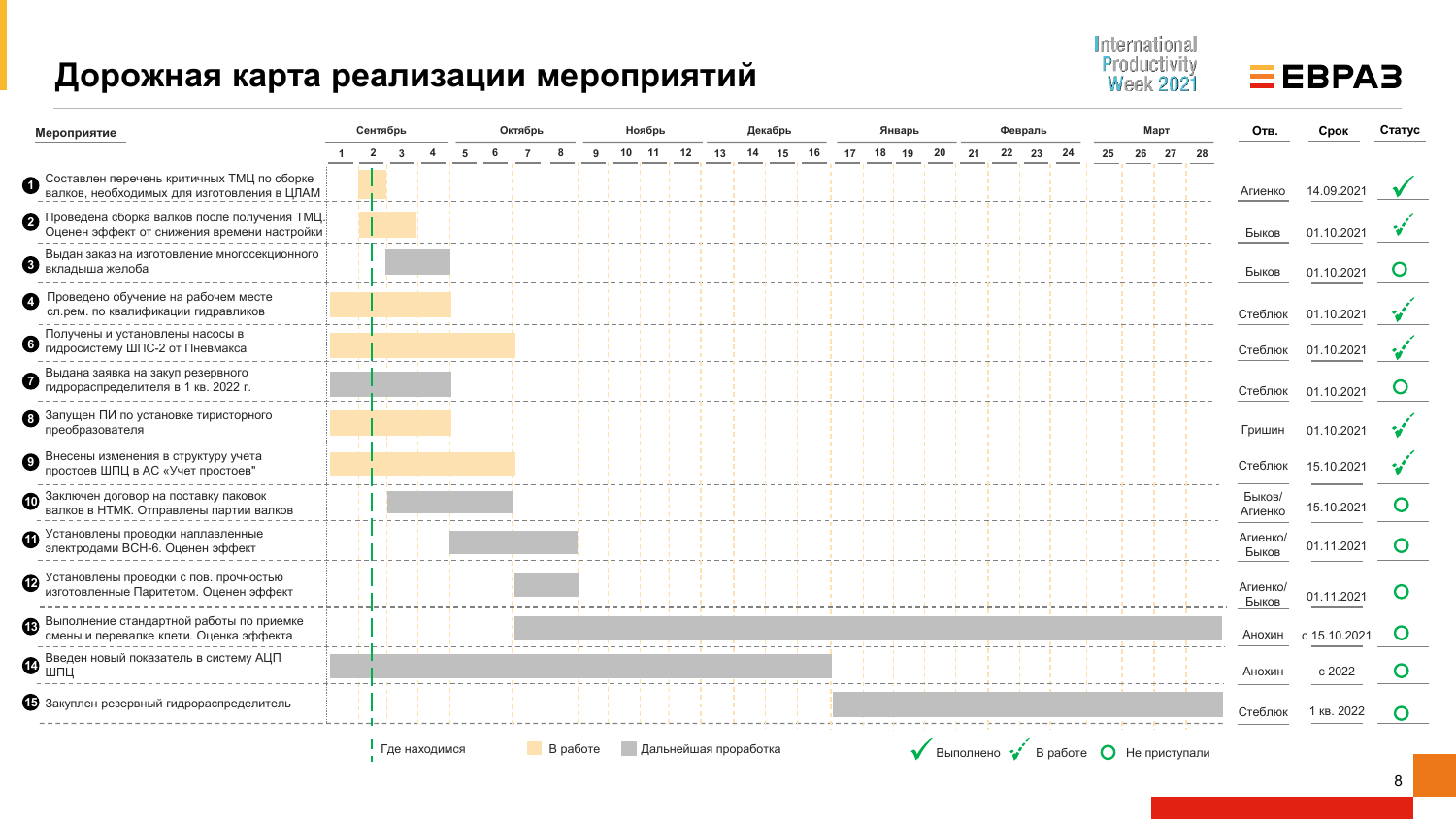# Дорожная карта реализации мероприятий

| № | Мероприятие | Отв. | Срок | Статус |
|---|---|---|---|---|
| 1 | Составлен перечень критичных ТМЦ по сборке валков, необходимых для изготовления в ЦЛАМ | Агиенко | 14.09.2021 | Выполнено |
| 2 | Проведена сборка валков после получения ТМЦ. Оценен эффект от снижения времени настройки | Быков | 01.10.2021 | В работе |
| 3 | Выдан заказ на изготовление многосекционного вкладыша желоба | Быков | 01.10.2021 | Не приступали |
| 4 | Проведено обучение на рабочем месте сл.рем. по квалификации гидравликов | Стеблюк | 01.10.2021 | В работе |
| 6 | Получены и установлены насосы в гидросистему ШПС-2 от Пневмакса | Стеблюк | 01.10.2021 | В работе |
| 7 | Выдана заявка на закуп резервного гидрораспределителя в 1 кв. 2022 г. | Стеблюк | 01.10.2021 | Не приступали |
| 8 | Запущен ПИ по установке тиристорного преобразователя | Гришин | 01.10.2021 | В работе |
| 9 | Внесены изменения в структуру учета простоев ШПЦ в АС «Учет простоев" | Стеблюк | 15.10.2021 | В работе |
| 10 | Заключен договор на поставку паковок валков в НТМК. Отправлены партии валков | Быков/ Агиенко | 15.10.2021 | Не приступали |
| 11 | Установлены проводки наплавленные электродами ВСН-6. Оценен эффект | Агиенко/ Быков | 01.11.2021 | Не приступали |
| 12 | Установлены проводки с пов. прочностью изготовленные Паритетом. Оценен эффект | Агиенко/ Быков | 01.11.2021 | Не приступали |
| 13 | Выполнение стандартной работы по приемке смены и перевалке клети. Оценка эффекта | Анохин | с 15.10.2021 | Не приступали |
| 14 | Введен новый показатель в систему АЦП ШПЦ | Анохин | с 2022 | Не приступали |
| 15 | Закуплен резервный гидрораспределитель | Стеблюк | 1 кв. 2022 | Не приступали |

Шкала диаграммы: Сентябрь (1–4), Октябрь (5–8), Ноябрь (9–12), Декабрь (13–16), Январь (17–20), Февраль (21–24), Март (25–28).

Условные обозначения: Где находимся; В работе; Дальнейшая проработка; Выполнено; В работе; Не приступали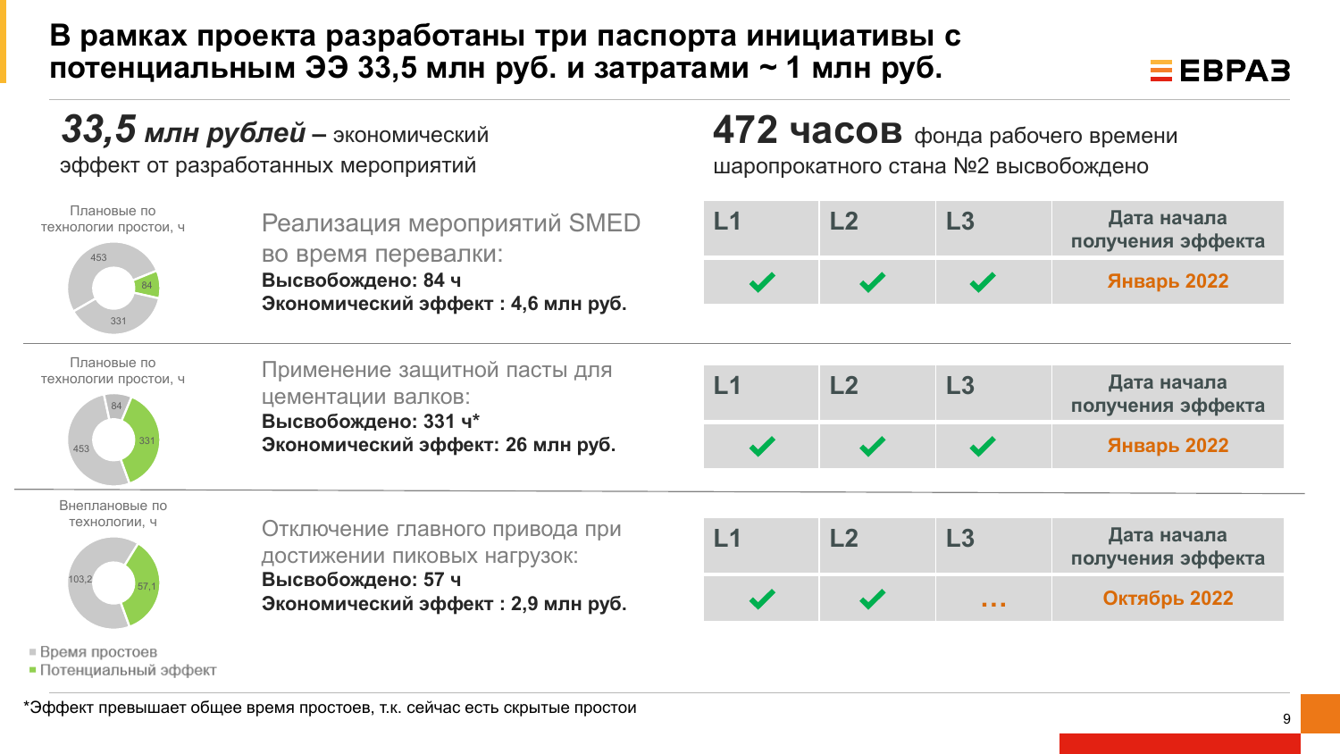# В рамках проекта разработаны три паспорта инициативы с потенциальным ЭЭ 33,5 млн руб. и затратами ~ 1 млн руб.

***33,5 млн рублей*** – экономический эффект от разработанных мероприятий

**472 часов** фонда рабочего времени шаропрокатного стана №2 высвобождено

Плановые по технологии простои, ч

453
84
331

Реализация мероприятий SMED во время перевалки:
**Высвобождено: 84 ч**
**Экономический эффект : 4,6 млн руб.**

| L1 | L2 | L3 | Дата начала получения эффекта |
|---|---|---|---|
| ✔ | ✔ | ✔ | Январь 2022 |

Плановые по технологии простои, ч

84
453
331

Применение защитной пасты для цементации валков:
**Высвобождено: 331 ч***
**Экономический эффект: 26 млн руб.**

| L1 | L2 | L3 | Дата начала получения эффекта |
|---|---|---|---|
| ✔ | ✔ | ✔ | Январь 2022 |

Внеплановые по технологии, ч

103,2
57,1

Отключение главного привода при достижении пиковых нагрузок:
**Высвобождено: 57 ч**
**Экономический эффект : 2,9 млн руб.**

| L1 | L2 | L3 | Дата начала получения эффекта |
|---|---|---|---|
| ✔ | ✔ | … | Октябрь 2022 |

Время простоев
Потенциальный эффект

*Эффект превышает общее время простоев, т.к. сейчас есть скрытые простои